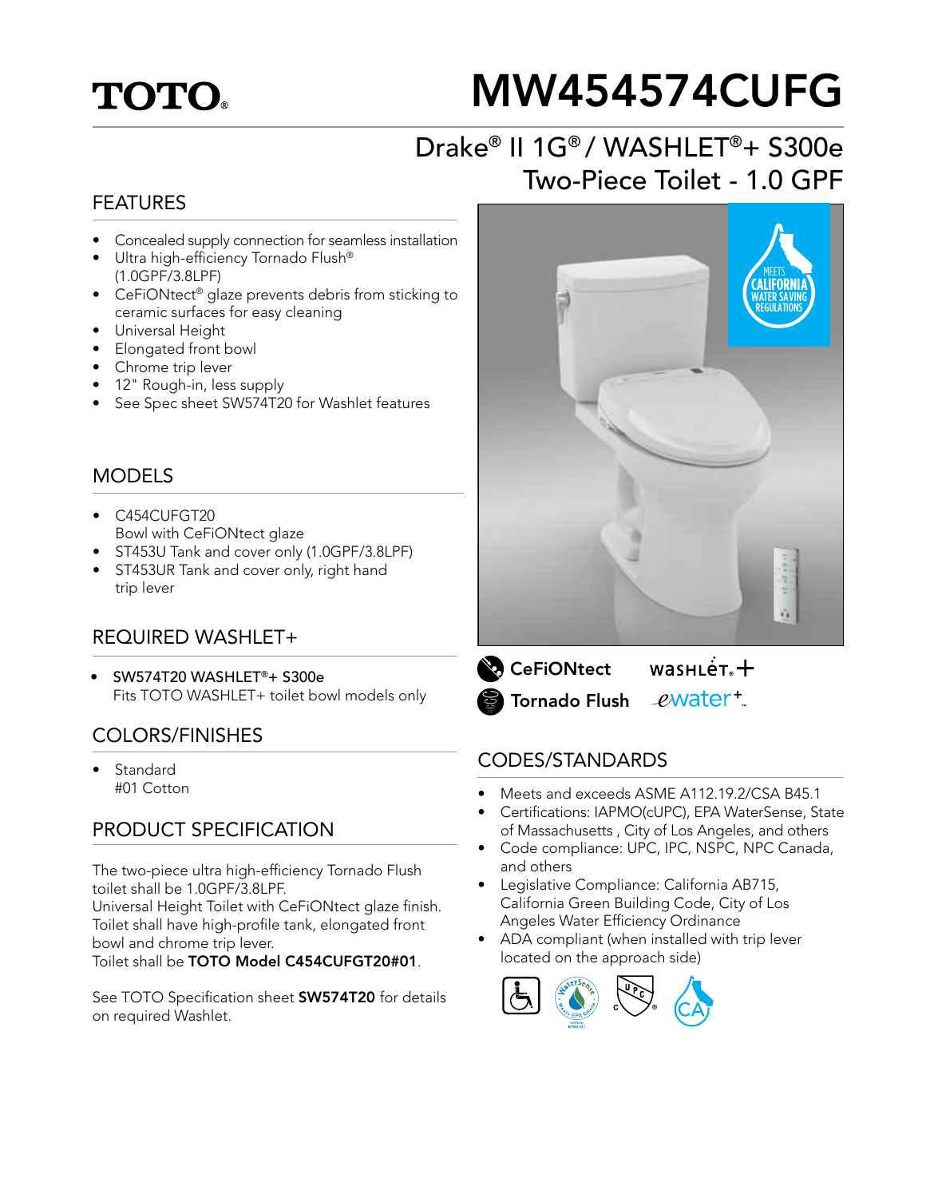# TOTO

# MW454574CUFG

## Drake® II 1G® / WASHLET®+ S300e Two-Piece Toilet - 1.0 GPF

## FEATURES

- Concealed supply connection for seamless installation
- Ultra high-efficiency Tornado Flush® (1.0GPF/3.8LPF)
- CeFiONtect® glaze prevents debris from sticking to ceramic surfaces for easy cleaning
- Universal Height
- Elongated front bowl
- Chrome trip lever
- 12" Rough-in, less supply
- See Spec sheet SW574T20 for Washlet features

## MODELS

- C454CUFGT20
  Bowl with CeFiONtect glaze
- ST453U Tank and cover only (1.0GPF/3.8LPF)
- ST453UR Tank and cover only, right hand trip lever

## REQUIRED WASHLET+

- SW574T20 WASHLET®+ S300e
  Fits TOTO WASHLET+ toilet bowl models only

## COLORS/FINISHES

- Standard
  #01 Cotton

## PRODUCT SPECIFICATION

The two-piece ultra high-efficiency Tornado Flush toilet shall be 1.0GPF/3.8LPF.
Universal Height Toilet with CeFiONtect glaze finish.
Toilet shall have high-profile tank, elongated front bowl and chrome trip lever.
Toilet shall be **TOTO Model C454CUFGT20#01**.

See TOTO Specification sheet **SW574T20** for details on required Washlet.

MEETS CALIFORNIA WATER SAVING REGULATIONS

CeFiONtect

Tornado Flush

WASHLET+

ewater+

## CODES/STANDARDS

- Meets and exceeds ASME A112.19.2/CSA B45.1
- Certifications: IAPMO(cUPC), EPA WaterSense, State of Massachusetts , City of Los Angeles, and others
- Code compliance: UPC, IPC, NSPC, NPC Canada, and others
- Legislative Compliance: California AB715, California Green Building Code, City of Los Angeles Water Efficiency Ordinance
- ADA compliant (when installed with trip lever located on the approach side)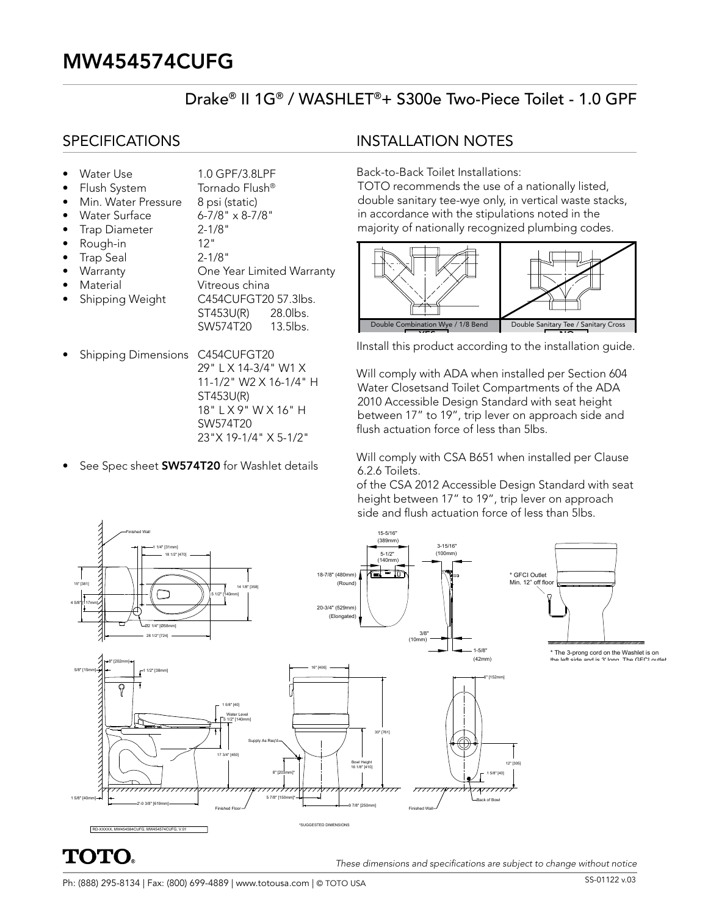# MW454574CUFG

## Drake® II 1G® / WASHLET®+ S300e Two-Piece Toilet - 1.0 GPF

## SPECIFICATIONS

- Water Use 1.0 GPF/3.8LPF
- Flush System Tornado Flush®
- Min. Water Pressure 8 psi (static)
- Water Surface 6-7/8" x 8-7/8"
- Trap Diameter 2-1/8"
- Rough-in 12"
- Trap Seal 2-1/8"
- Warranty One Year Limited Warranty
- Material Vitreous china
- Shipping Weight C454CUFGT20 57.3lbs.
  ST453U(R) 28.0lbs.
  SW574T20 13.5lbs.
- Shipping Dimensions C454CUFGT20
  29" L X 14-3/4" W1 X
  11-1/2" W2 X 16-1/4" H
  ST453U(R)
  18" L X 9" W X 16" H
  SW574T20
  23"X 19-1/4" X 5-1/2"
- See Spec sheet **SW574T20** for Washlet details

## INSTALLATION NOTES

Back-to-Back Toilet Installations:
TOTO recommends the use of a nationally listed, double sanitary tee-wye only, in vertical waste stacks, in accordance with the stipulations noted in the majority of nationally recognized plumbing codes.

Double Combination Wye / 1/8 Bend
YES

Double Sanitary Tee / Sanitary Cross
NO

IInstall this product according to the installation guide.

Will comply with ADA when installed per Section 604 Water Closetsand Toilet Compartments of the ADA 2010 Accessible Design Standard with seat height between 17" to 19", trip lever on approach side and flush actuation force of less than 5lbs.

Will comply with CSA B651 when installed per Clause 6.2.6 Toilets.
of the CSA 2012 Accessible Design Standard with seat height between 17" to 19", trip lever on approach side and flush actuation force of less than 5lbs.

Finished Wall
1 1/4" [31mm]
18 1/2" [470]
15" [381]
14 1/8" [358]
5 1/2" [140mm]
4 5/8" [117mm]
Ø2 1/4" [Ø58mm]
28 1/2" [724]

15-5/16" (389mm)
5-1/2" (140mm)
3-15/16" (100mm)
18-7/8" (480mm) (Round)
20-3/4" (529mm) (Elongated)
3/8" (10mm)
1-5/8" (42mm)

* GFCI Outlet Min. 12" off floor

* The 3-prong cord on the Washlet is on the left side and is 3' long. The GFCI outlet

8" [202mm]
5/8" [15mm]
1 1/2" [38mm]
1 5/8" [40]
Water Level
5 1/2" [140mm]
17 3/4" [450]
1 5/8" [40mm]
2'-0 3/8" [619mm]
Finished Floor

16" [406]
Supply As Req'd
30" [761]
Bowl Height 16 1/8" [410]
8" [203mm]*
5 7/8" [150mm]*
9 7/8" [250mm]

6" [152mm]
12" [305]
1 5/8" [40]
Finished Wall
Back of Bowl

*SUGGESTED DIMENSIONS

RD-XXXXX, MW454584CUFG, MW454574CUFG, V.01

TOTO®

*These dimensions and specifications are subject to change without notice*

Ph: (888) 295-8134 | Fax: (800) 699-4889 | www.totousa.com | © TOTO USA

SS-01122 v.03